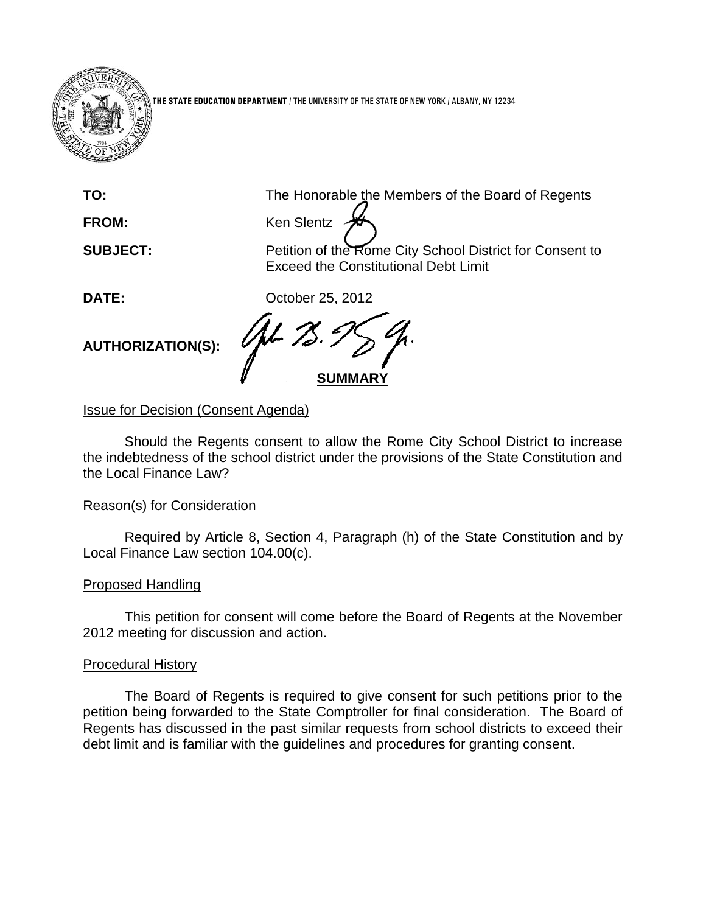**THE STATE EDUCATION DEPARTMENT** / THE UNIVERSITY OF THE STATE OF NEW YORK / ALBANY, NY 12234

| | |
|---|---|
| **TO:** | The Honorable the Members of the Board of Regents |
| **FROM:** | Ken Slentz |
| **SUBJECT:** | Petition of the Rome City School District for Consent to Exceed the Constitutional Debt Limit |
| **DATE:** | October 25, 2012 |
| **AUTHORIZATION(S):** | |

## SUMMARY

Issue for Decision (Consent Agenda)

Should the Regents consent to allow the Rome City School District to increase the indebtedness of the school district under the provisions of the State Constitution and the Local Finance Law?

Reason(s) for Consideration

Required by Article 8, Section 4, Paragraph (h) of the State Constitution and by Local Finance Law section 104.00(c).

Proposed Handling

This petition for consent will come before the Board of Regents at the November 2012 meeting for discussion and action.

Procedural History

The Board of Regents is required to give consent for such petitions prior to the petition being forwarded to the State Comptroller for final consideration. The Board of Regents has discussed in the past similar requests from school districts to exceed their debt limit and is familiar with the guidelines and procedures for granting consent.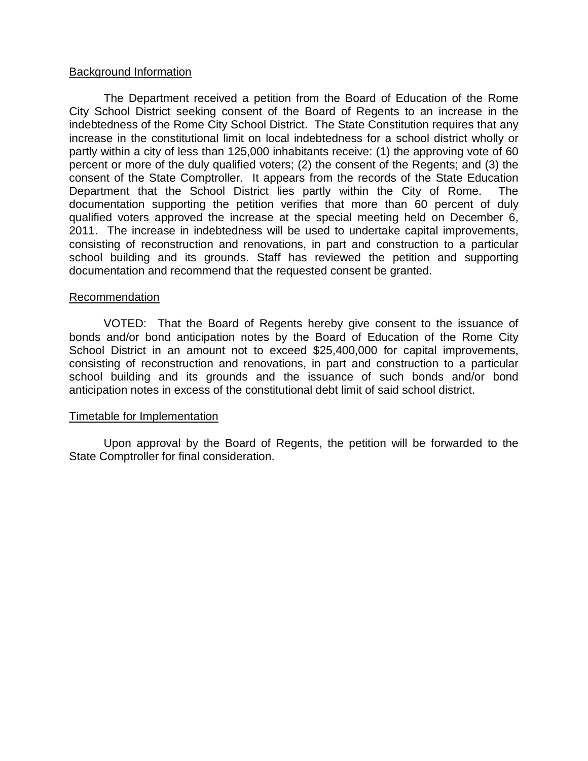Background Information

The Department received a petition from the Board of Education of the Rome City School District seeking consent of the Board of Regents to an increase in the indebtedness of the Rome City School District. The State Constitution requires that any increase in the constitutional limit on local indebtedness for a school district wholly or partly within a city of less than 125,000 inhabitants receive: (1) the approving vote of 60 percent or more of the duly qualified voters; (2) the consent of the Regents; and (3) the consent of the State Comptroller. It appears from the records of the State Education Department that the School District lies partly within the City of Rome. The documentation supporting the petition verifies that more than 60 percent of duly qualified voters approved the increase at the special meeting held on December 6, 2011. The increase in indebtedness will be used to undertake capital improvements, consisting of reconstruction and renovations, in part and construction to a particular school building and its grounds. Staff has reviewed the petition and supporting documentation and recommend that the requested consent be granted.

Recommendation

VOTED: That the Board of Regents hereby give consent to the issuance of bonds and/or bond anticipation notes by the Board of Education of the Rome City School District in an amount not to exceed $25,400,000 for capital improvements, consisting of reconstruction and renovations, in part and construction to a particular school building and its grounds and the issuance of such bonds and/or bond anticipation notes in excess of the constitutional debt limit of said school district.

Timetable for Implementation

Upon approval by the Board of Regents, the petition will be forwarded to the State Comptroller for final consideration.